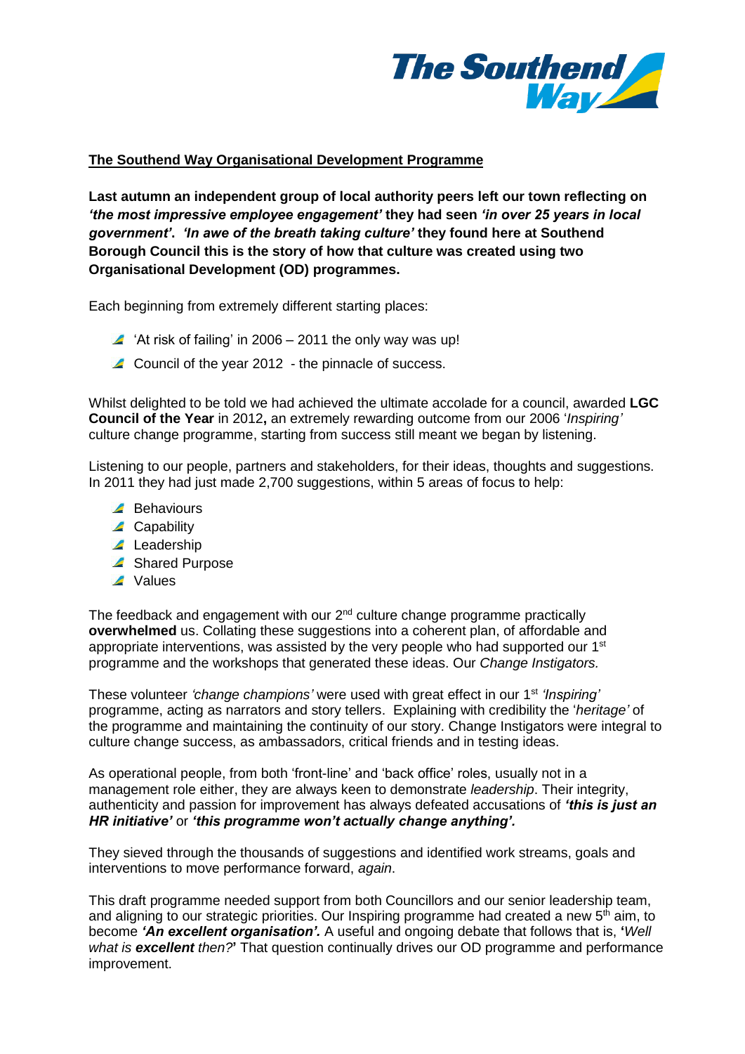**The Southend Way Organisational Development Programme**

**Last autumn an independent group of local authority peers left our town reflecting on *'the most impressive employee engagement'* they had seen *'in over 25 years in local government'*. *'In awe of the breath taking culture'* they found here at Southend Borough Council this is the story of how that culture was created using two Organisational Development (OD) programmes.**

Each beginning from extremely different starting places:

- 'At risk of failing' in 2006 – 2011 the only way was up!
- Council of the year 2012 - the pinnacle of success.

Whilst delighted to be told we had achieved the ultimate accolade for a council, awarded **LGC Council of the Year** in 2012**,** an extremely rewarding outcome from our 2006 '*Inspiring'* culture change programme, starting from success still meant we began by listening.

Listening to our people, partners and stakeholders, for their ideas, thoughts and suggestions. In 2011 they had just made 2,700 suggestions, within 5 areas of focus to help:

- Behaviours
- Capability
- Leadership
- Shared Purpose
- Values

The feedback and engagement with our 2nd culture change programme practically **overwhelmed** us. Collating these suggestions into a coherent plan, of affordable and appropriate interventions, was assisted by the very people who had supported our 1st programme and the workshops that generated these ideas. Our *Change Instigators.*

These volunteer *'change champions'* were used with great effect in our 1st *'Inspiring'* programme, acting as narrators and story tellers. Explaining with credibility the '*heritage'* of the programme and maintaining the continuity of our story. Change Instigators were integral to culture change success, as ambassadors, critical friends and in testing ideas.

As operational people, from both 'front-line' and 'back office' roles, usually not in a management role either, they are always keen to demonstrate *leadership*. Their integrity, authenticity and passion for improvement has always defeated accusations of ***'this is just an HR initiative'*** or ***'this programme won't actually change anything'.***

They sieved through the thousands of suggestions and identified work streams, goals and interventions to move performance forward, *again*.

This draft programme needed support from both Councillors and our senior leadership team, and aligning to our strategic priorities. Our Inspiring programme had created a new 5th aim, to become ***'An excellent organisation'.*** A useful and ongoing debate that follows that is, **'***Well what is **excellent** then?***'** That question continually drives our OD programme and performance improvement.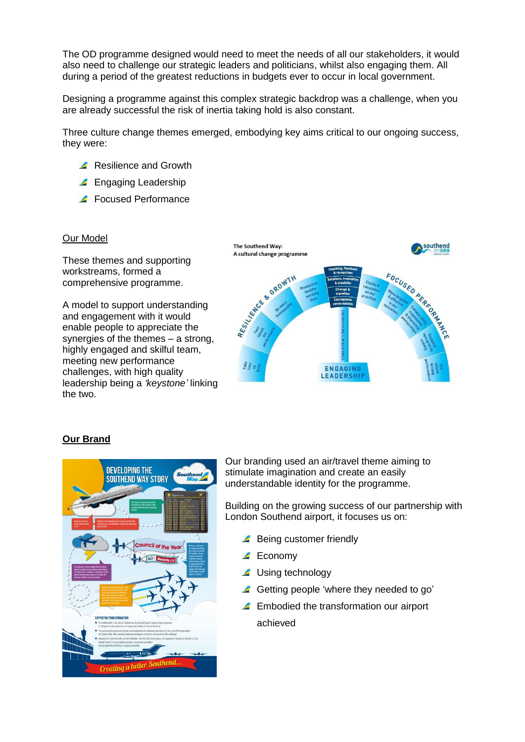The OD programme designed would need to meet the needs of all our stakeholders, it would also need to challenge our strategic leaders and politicians, whilst also engaging them. All during a period of the greatest reductions in budgets ever to occur in local government.

Designing a programme against this complex strategic backdrop was a challenge, when you are already successful the risk of inertia taking hold is also constant.

Three culture change themes emerged, embodying key aims critical to our ongoing success, they were:

- Resilience and Growth
- Engaging Leadership
- Focused Performance

<u>Our Model</u>

These themes and supporting workstreams, formed a comprehensive programme.

A model to support understanding and engagement with it would enable people to appreciate the synergies of the themes – a strong, highly engaged and skilful team, meeting new performance challenges, with high quality leadership being a *'keystone'* linking the two.

**<u>Our Brand</u>**

Our branding used an air/travel theme aiming to stimulate imagination and create an easily understandable identity for the programme.

Building on the growing success of our partnership with London Southend airport, it focuses us on:

- Being customer friendly
- Economy
- Using technology
- Getting people 'where they needed to go'
- Embodied the transformation our airport achieved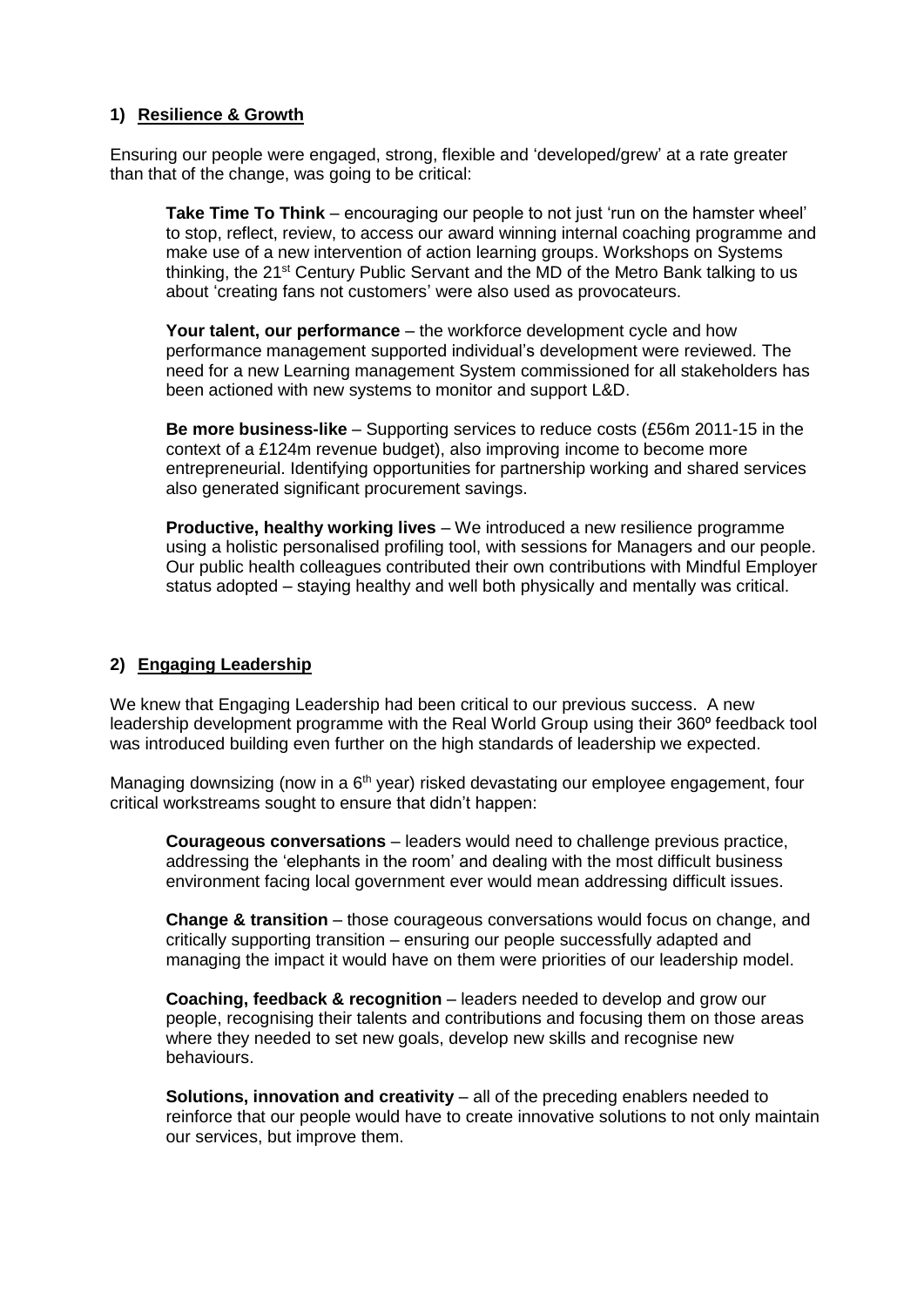## 1) Resilience & Growth

Ensuring our people were engaged, strong, flexible and 'developed/grew' at a rate greater than that of the change, was going to be critical:

**Take Time To Think** – encouraging our people to not just 'run on the hamster wheel' to stop, reflect, review, to access our award winning internal coaching programme and make use of a new intervention of action learning groups. Workshops on Systems thinking, the 21st Century Public Servant and the MD of the Metro Bank talking to us about 'creating fans not customers' were also used as provocateurs.

**Your talent, our performance** – the workforce development cycle and how performance management supported individual's development were reviewed. The need for a new Learning management System commissioned for all stakeholders has been actioned with new systems to monitor and support L&D.

**Be more business-like** – Supporting services to reduce costs (£56m 2011-15 in the context of a £124m revenue budget), also improving income to become more entrepreneurial. Identifying opportunities for partnership working and shared services also generated significant procurement savings.

**Productive, healthy working lives** – We introduced a new resilience programme using a holistic personalised profiling tool, with sessions for Managers and our people. Our public health colleagues contributed their own contributions with Mindful Employer status adopted – staying healthy and well both physically and mentally was critical.

## 2) Engaging Leadership

We knew that Engaging Leadership had been critical to our previous success. A new leadership development programme with the Real World Group using their 360° feedback tool was introduced building even further on the high standards of leadership we expected.

Managing downsizing (now in a 6th year) risked devastating our employee engagement, four critical workstreams sought to ensure that didn't happen:

**Courageous conversations** – leaders would need to challenge previous practice, addressing the 'elephants in the room' and dealing with the most difficult business environment facing local government ever would mean addressing difficult issues.

**Change & transition** – those courageous conversations would focus on change, and critically supporting transition – ensuring our people successfully adapted and managing the impact it would have on them were priorities of our leadership model.

**Coaching, feedback & recognition** – leaders needed to develop and grow our people, recognising their talents and contributions and focusing them on those areas where they needed to set new goals, develop new skills and recognise new behaviours.

**Solutions, innovation and creativity** – all of the preceding enablers needed to reinforce that our people would have to create innovative solutions to not only maintain our services, but improve them.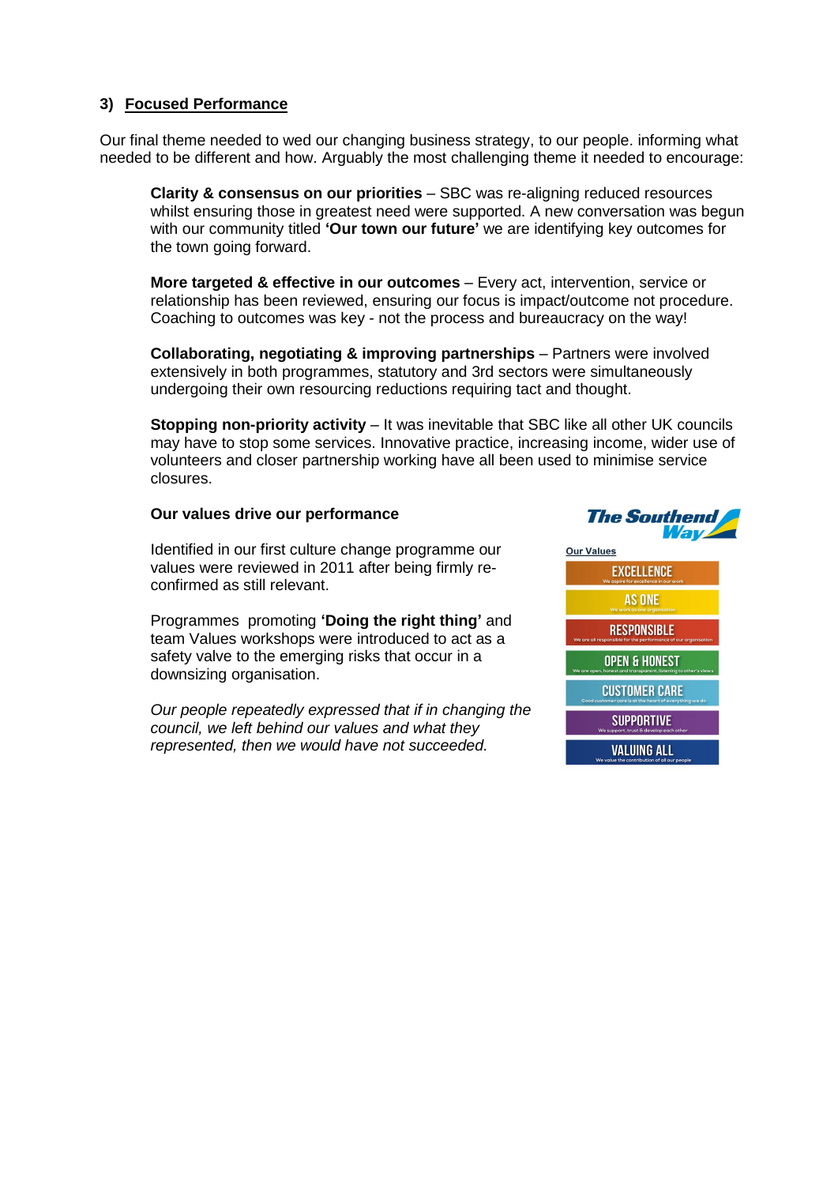### 3) Focused Performance

Our final theme needed to wed our changing business strategy, to our people. informing what needed to be different and how. Arguably the most challenging theme it needed to encourage:

**Clarity & consensus on our priorities** – SBC was re-aligning reduced resources whilst ensuring those in greatest need were supported. A new conversation was begun with our community titled **'Our town our future'** we are identifying key outcomes for the town going forward.

**More targeted & effective in our outcomes** – Every act, intervention, service or relationship has been reviewed, ensuring our focus is impact/outcome not procedure. Coaching to outcomes was key - not the process and bureaucracy on the way!

**Collaborating, negotiating & improving partnerships** – Partners were involved extensively in both programmes, statutory and 3rd sectors were simultaneously undergoing their own resourcing reductions requiring tact and thought.

**Stopping non-priority activity** – It was inevitable that SBC like all other UK councils may have to stop some services. Innovative practice, increasing income, wider use of volunteers and closer partnership working have all been used to minimise service closures.

**Our values drive our performance**

Identified in our first culture change programme our values were reviewed in 2011 after being firmly re-confirmed as still relevant.

Programmes promoting **'Doing the right thing'** and team Values workshops were introduced to act as a safety valve to the emerging risks that occur in a downsizing organisation.

*Our people repeatedly expressed that if in changing the council, we left behind our values and what they represented, then we would have not succeeded.*

**The Southend Way**

Our Values

- EXCELLENCE – We aspire for excellence in our work
- AS ONE – We work as one organisation
- RESPONSIBLE – We are all responsible for the performance of our organisation
- OPEN & HONEST – We are open, honest and transparent, listening to other's views
- CUSTOMER CARE – Good customer care is at the heart of everything we do
- SUPPORTIVE – We support, trust & develop each other
- VALUING ALL – We value the contribution of all our people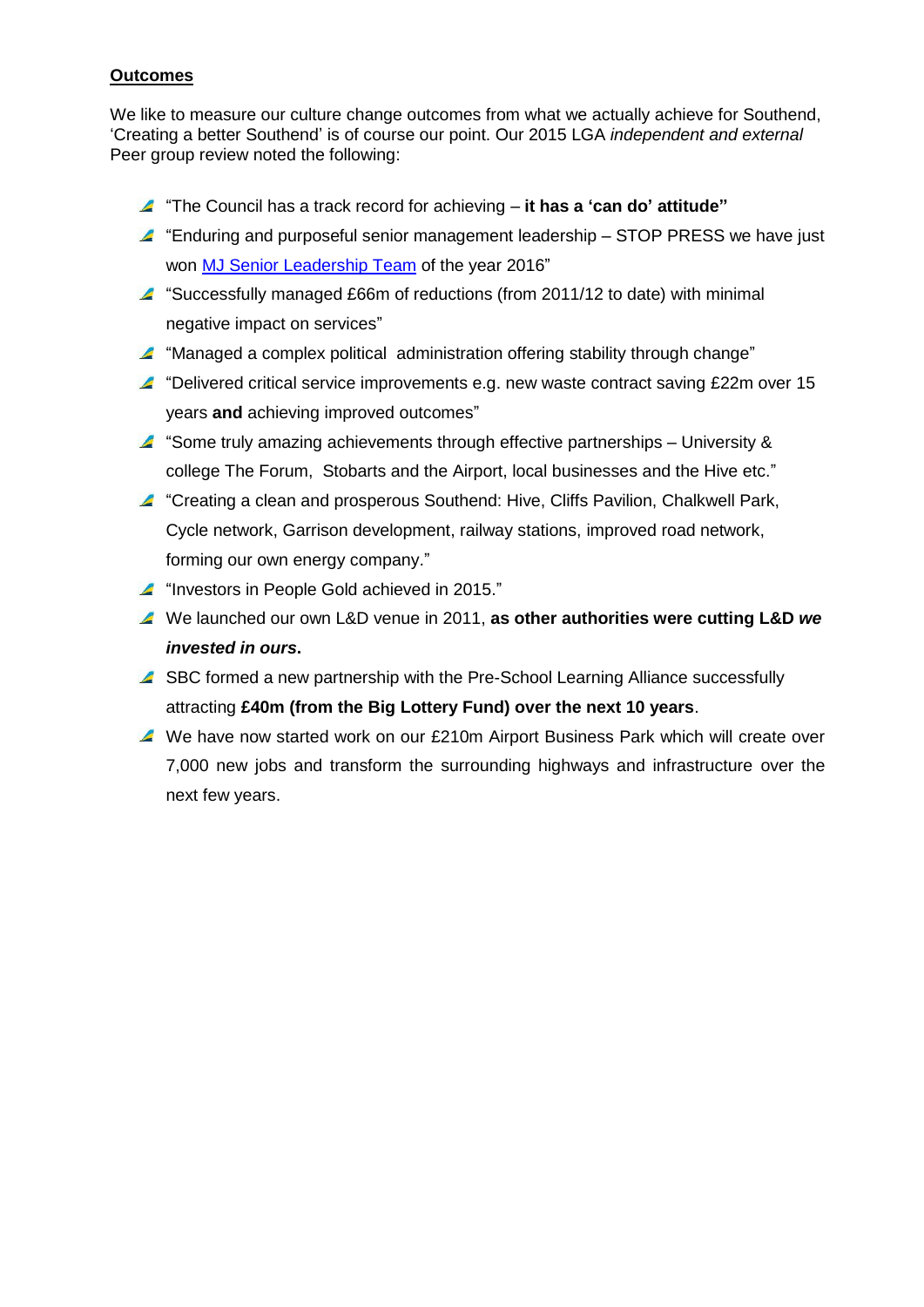**Outcomes**

We like to measure our culture change outcomes from what we actually achieve for Southend, 'Creating a better Southend' is of course our point. Our 2015 LGA *independent and external* Peer group review noted the following:

- "The Council has a track record for achieving – **it has a 'can do' attitude"**
- "Enduring and purposeful senior management leadership – STOP PRESS we have just won [MJ Senior Leadership Team]() of the year 2016"
- "Successfully managed £66m of reductions (from 2011/12 to date) with minimal negative impact on services"
- "Managed a complex political administration offering stability through change"
- "Delivered critical service improvements e.g. new waste contract saving £22m over 15 years **and** achieving improved outcomes"
- "Some truly amazing achievements through effective partnerships – University & college The Forum, Stobarts and the Airport, local businesses and the Hive etc."
- "Creating a clean and prosperous Southend: Hive, Cliffs Pavilion, Chalkwell Park, Cycle network, Garrison development, railway stations, improved road network, forming our own energy company."
- "Investors in People Gold achieved in 2015."
- We launched our own L&D venue in 2011, **as other authorities were cutting L&D *we invested in ours*.**
- SBC formed a new partnership with the Pre-School Learning Alliance successfully attracting **£40m (from the Big Lottery Fund) over the next 10 years**.
- We have now started work on our £210m Airport Business Park which will create over 7,000 new jobs and transform the surrounding highways and infrastructure over the next few years.